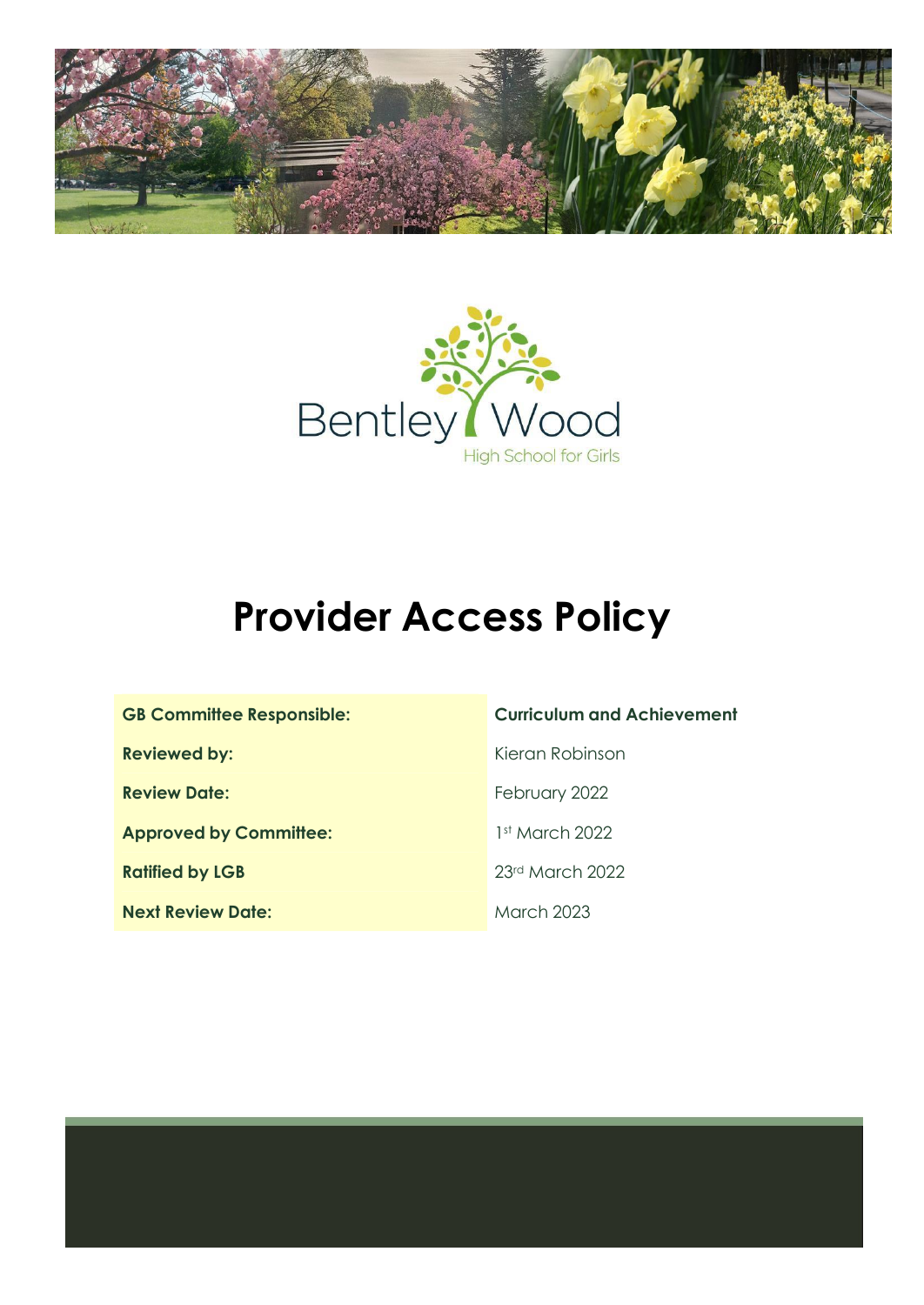Bentley Wood

High School for Girls

# Provider Access Policy

| | |
|---|---|
| **GB Committee Responsible:** | **Curriculum and Achievement** |
| **Reviewed by:** | Kieran Robinson |
| **Review Date:** | February 2022 |
| **Approved by Committee:** | 1st March 2022 |
| **Ratified by LGB** | 23rd March 2022 |
| **Next Review Date:** | March 2023 |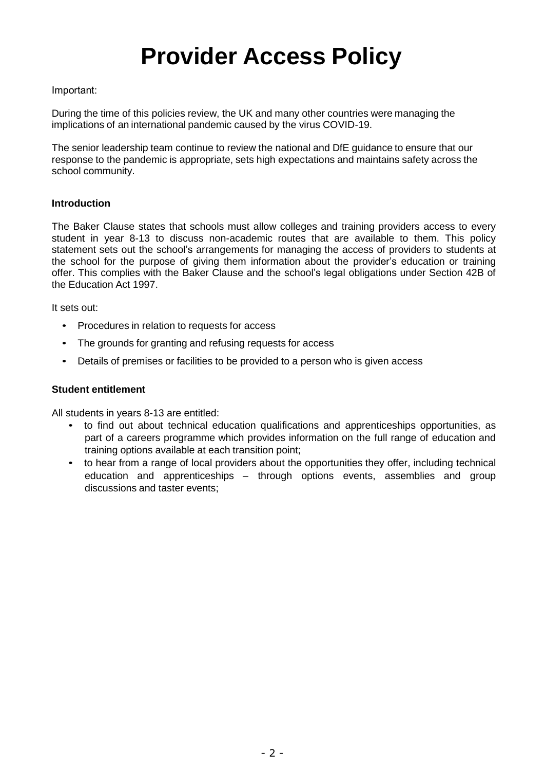# Provider Access Policy

Important:

During the time of this policies review, the UK and many other countries were managing the implications of an international pandemic caused by the virus COVID-19.

The senior leadership team continue to review the national and DfE guidance to ensure that our response to the pandemic is appropriate, sets high expectations and maintains safety across the school community.

**Introduction**

The Baker Clause states that schools must allow colleges and training providers access to every student in year 8-13 to discuss non-academic routes that are available to them. This policy statement sets out the school's arrangements for managing the access of providers to students at the school for the purpose of giving them information about the provider's education or training offer. This complies with the Baker Clause and the school's legal obligations under Section 42B of the Education Act 1997.

It sets out:

- Procedures in relation to requests for access
- The grounds for granting and refusing requests for access
- Details of premises or facilities to be provided to a person who is given access

**Student entitlement**

All students in years 8-13 are entitled:

- to find out about technical education qualifications and apprenticeships opportunities, as part of a careers programme which provides information on the full range of education and training options available at each transition point;
- to hear from a range of local providers about the opportunities they offer, including technical education and apprenticeships – through options events, assemblies and group discussions and taster events;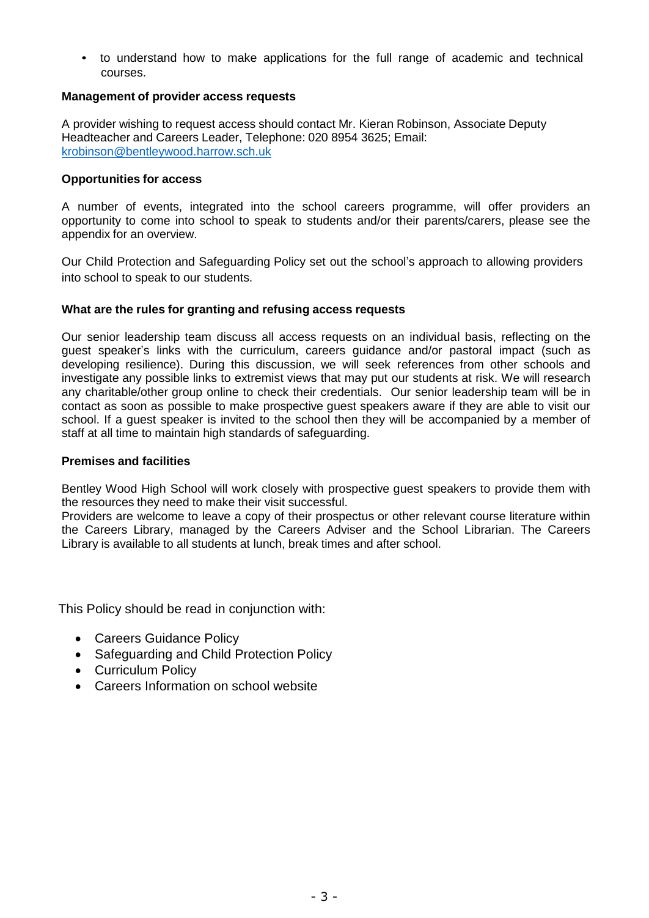- to understand how to make applications for the full range of academic and technical courses.

**Management of provider access requests**

A provider wishing to request access should contact Mr. Kieran Robinson, Associate Deputy Headteacher and Careers Leader, Telephone: 020 8954 3625; Email: krobinson@bentleywood.harrow.sch.uk

**Opportunities for access**

A number of events, integrated into the school careers programme, will offer providers an opportunity to come into school to speak to students and/or their parents/carers, please see the appendix for an overview.

Our Child Protection and Safeguarding Policy set out the school's approach to allowing providers into school to speak to our students.

**What are the rules for granting and refusing access requests**

Our senior leadership team discuss all access requests on an individual basis, reflecting on the guest speaker's links with the curriculum, careers guidance and/or pastoral impact (such as developing resilience). During this discussion, we will seek references from other schools and investigate any possible links to extremist views that may put our students at risk. We will research any charitable/other group online to check their credentials. Our senior leadership team will be in contact as soon as possible to make prospective guest speakers aware if they are able to visit our school. If a guest speaker is invited to the school then they will be accompanied by a member of staff at all time to maintain high standards of safeguarding.

**Premises and facilities**

Bentley Wood High School will work closely with prospective guest speakers to provide them with the resources they need to make their visit successful.
Providers are welcome to leave a copy of their prospectus or other relevant course literature within the Careers Library, managed by the Careers Adviser and the School Librarian. The Careers Library is available to all students at lunch, break times and after school.

This Policy should be read in conjunction with:

- Careers Guidance Policy
- Safeguarding and Child Protection Policy
- Curriculum Policy
- Careers Information on school website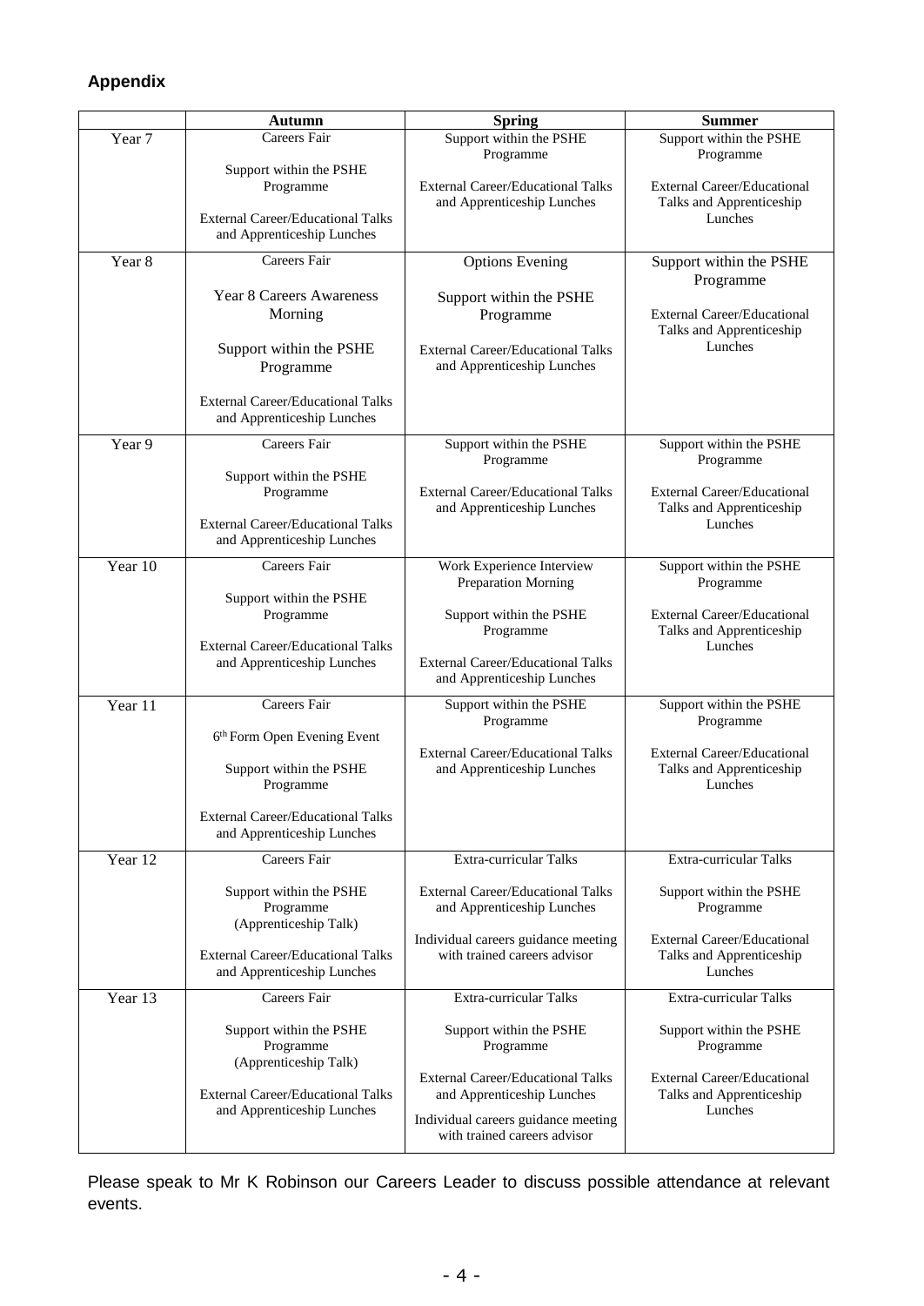## Appendix

| | Autumn | Spring | Summer |
|---|---|---|---|
| Year 7 | Careers Fair<br><br>Support within the PSHE Programme<br><br>External Career/Educational Talks and Apprenticeship Lunches | Support within the PSHE Programme<br><br>External Career/Educational Talks and Apprenticeship Lunches | Support within the PSHE Programme<br><br>External Career/Educational Talks and Apprenticeship Lunches |
| Year 8 | Careers Fair<br><br>Year 8 Careers Awareness Morning<br><br>Support within the PSHE Programme<br><br>External Career/Educational Talks and Apprenticeship Lunches | Options Evening<br><br>Support within the PSHE Programme<br><br>External Career/Educational Talks and Apprenticeship Lunches | Support within the PSHE Programme<br><br>External Career/Educational Talks and Apprenticeship Lunches |
| Year 9 | Careers Fair<br><br>Support within the PSHE Programme<br><br>External Career/Educational Talks and Apprenticeship Lunches | Support within the PSHE Programme<br><br>External Career/Educational Talks and Apprenticeship Lunches | Support within the PSHE Programme<br><br>External Career/Educational Talks and Apprenticeship Lunches |
| Year 10 | Careers Fair<br><br>Support within the PSHE Programme<br><br>External Career/Educational Talks and Apprenticeship Lunches | Work Experience Interview Preparation Morning<br><br>Support within the PSHE Programme<br><br>External Career/Educational Talks and Apprenticeship Lunches | Support within the PSHE Programme<br><br>External Career/Educational Talks and Apprenticeship Lunches |
| Year 11 | Careers Fair<br><br>6th Form Open Evening Event<br><br>Support within the PSHE Programme<br><br>External Career/Educational Talks and Apprenticeship Lunches | Support within the PSHE Programme<br><br>External Career/Educational Talks and Apprenticeship Lunches | Support within the PSHE Programme<br><br>External Career/Educational Talks and Apprenticeship Lunches |
| Year 12 | Careers Fair<br><br>Support within the PSHE Programme (Apprenticeship Talk)<br><br>External Career/Educational Talks and Apprenticeship Lunches | Extra-curricular Talks<br><br>External Career/Educational Talks and Apprenticeship Lunches<br><br>Individual careers guidance meeting with trained careers advisor | Extra-curricular Talks<br><br>Support within the PSHE Programme<br><br>External Career/Educational Talks and Apprenticeship Lunches |
| Year 13 | Careers Fair<br><br>Support within the PSHE Programme (Apprenticeship Talk)<br><br>External Career/Educational Talks and Apprenticeship Lunches | Extra-curricular Talks<br><br>Support within the PSHE Programme<br><br>External Career/Educational Talks and Apprenticeship Lunches<br><br>Individual careers guidance meeting with trained careers advisor | Extra-curricular Talks<br><br>Support within the PSHE Programme<br><br>External Career/Educational Talks and Apprenticeship Lunches |

Please speak to Mr K Robinson our Careers Leader to discuss possible attendance at relevant events.